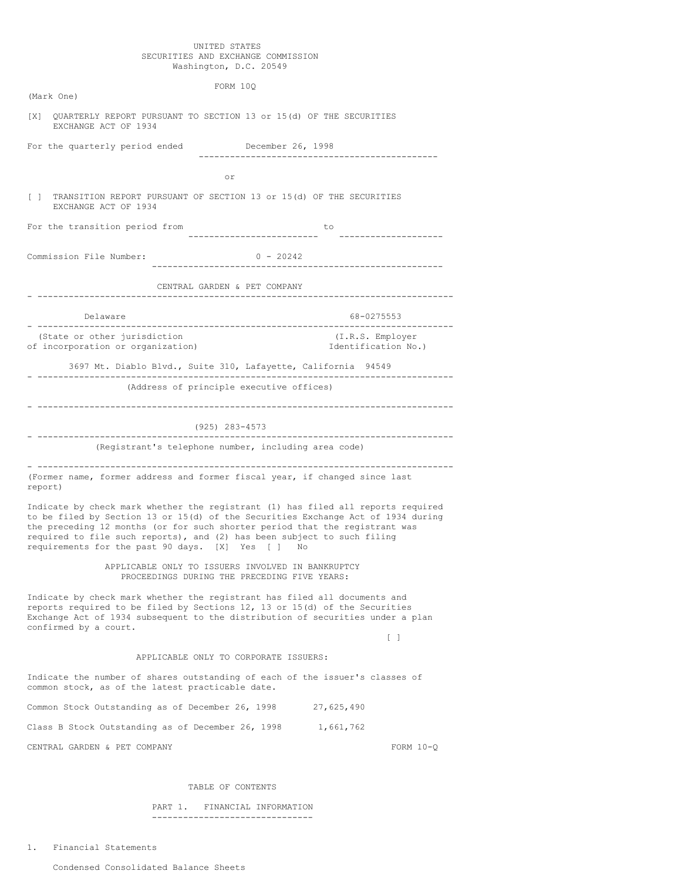UNITED STATES
SECURITIES AND EXCHANGE COMMISSION
Washington, D.C. 20549

FORM 10Q

(Mark One)

[X] QUARTERLY REPORT PURSUANT TO SECTION 13 or 15(d) OF THE SECURITIES EXCHANGE ACT OF 1934

For the quarterly period ended December 26, 1998

or

[ ] TRANSITION REPORT PURSUANT OF SECTION 13 or 15(d) OF THE SECURITIES EXCHANGE ACT OF 1934

For the transition period from ____________ to ____________

Commission File Number: 0 - 20242

CENTRAL GARDEN & PET COMPANY

| Delaware | 68-0275553 |
|---|---|
| (State or other jurisdiction of incorporation or organization) | (I.R.S. Employer Identification No.) |

3697 Mt. Diablo Blvd., Suite 310, Lafayette, California 94549

(Address of principle executive offices)

(925) 283-4573

(Registrant's telephone number, including area code)

(Former name, former address and former fiscal year, if changed since last report)

Indicate by check mark whether the registrant (1) has filed all reports required to be filed by Section 13 or 15(d) of the Securities Exchange Act of 1934 during the preceding 12 months (or for such shorter period that the registrant was required to file such reports), and (2) has been subject to such filing requirements for the past 90 days. [X] Yes [ ] No

APPLICABLE ONLY TO ISSUERS INVOLVED IN BANKRUPTCY PROCEEDINGS DURING THE PRECEDING FIVE YEARS:

Indicate by check mark whether the registrant has filed all documents and reports required to be filed by Sections 12, 13 or 15(d) of the Securities Exchange Act of 1934 subsequent to the distribution of securities under a plan confirmed by a court.

[ ]

APPLICABLE ONLY TO CORPORATE ISSUERS:

Indicate the number of shares outstanding of each of the issuer's classes of common stock, as of the latest practicable date.

Common Stock Outstanding as of December 26, 1998 27,625,490

Class B Stock Outstanding as of December 26, 1998 1,661,762

CENTRAL GARDEN & PET COMPANY FORM 10-Q

TABLE OF CONTENTS

PART 1. FINANCIAL INFORMATION

1. Financial Statements

   Condensed Consolidated Balance Sheets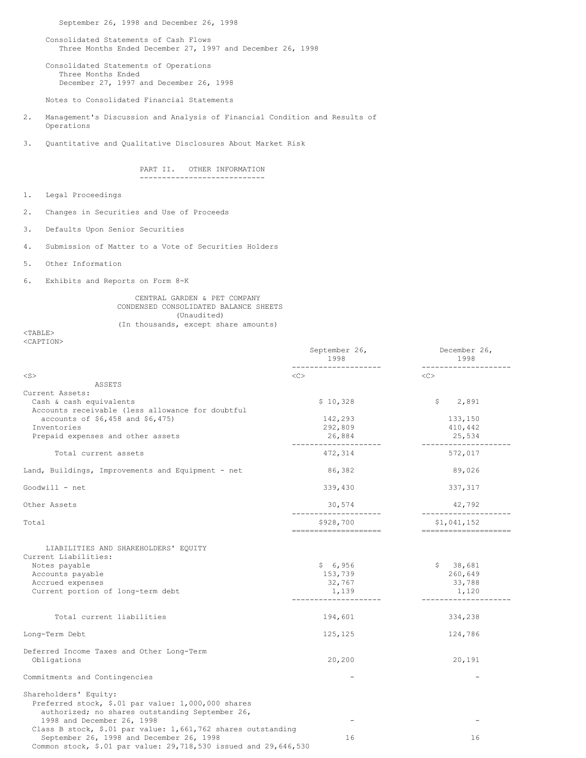September 26, 1998 and December 26, 1998

Consolidated Statements of Cash Flows
Three Months Ended December 27, 1997 and December 26, 1998

Consolidated Statements of Operations
Three Months Ended
December 27, 1997 and December 26, 1998

Notes to Consolidated Financial Statements

2. Management's Discussion and Analysis of Financial Condition and Results of Operations

3. Quantitative and Qualitative Disclosures About Market Risk

## PART II. OTHER INFORMATION

1. Legal Proceedings

2. Changes in Securities and Use of Proceeds

3. Defaults Upon Senior Securities

4. Submission of Matter to a Vote of Securities Holders

5. Other Information

6. Exhibits and Reports on Form 8-K

CENTRAL GARDEN & PET COMPANY
CONDENSED CONSOLIDATED BALANCE SHEETS
(Unaudited)
(In thousands, except share amounts)

| | September 26, 1998 | December 26, 1998 |
|---|---|---|
| **ASSETS** | | |
| Current Assets: | | |
| Cash & cash equivalents | $ 10,328 | $ 2,891 |
| Accounts receivable (less allowance for doubtful accounts of $6,458 and $6,475) | 142,293 | 133,150 |
| Inventories | 292,809 | 410,442 |
| Prepaid expenses and other assets | 26,884 | 25,534 |
| Total current assets | 472,314 | 572,017 |
| Land, Buildings, Improvements and Equipment - net | 86,382 | 89,026 |
| Goodwill - net | 339,430 | 337,317 |
| Other Assets | 30,574 | 42,792 |
| Total | $928,700 | $1,041,152 |
| **LIABILITIES AND SHAREHOLDERS' EQUITY** | | |
| Current Liabilities: | | |
| Notes payable | $ 6,956 | $ 38,681 |
| Accounts payable | 153,739 | 260,649 |
| Accrued expenses | 32,767 | 33,788 |
| Current portion of long-term debt | 1,139 | 1,120 |
| Total current liabilities | 194,601 | 334,238 |
| Long-Term Debt | 125,125 | 124,786 |
| Deferred Income Taxes and Other Long-Term Obligations | 20,200 | 20,191 |
| Commitments and Contingencies | - | - |
| Shareholders' Equity: | | |
| Preferred stock, $.01 par value: 1,000,000 shares authorized; no shares outstanding September 26, 1998 and December 26, 1998 | - | - |
| Class B stock, $.01 par value: 1,661,762 shares outstanding September 26, 1998 and December 26, 1998 | 16 | 16 |
| Common stock, $.01 par value: 29,718,530 issued and 29,646,530 | | |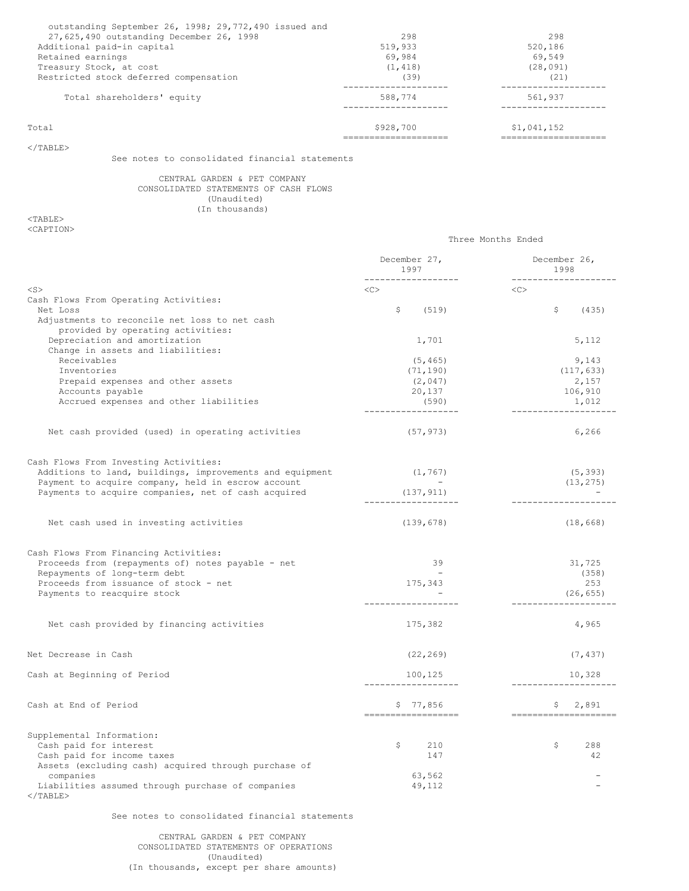| | | |
|---|---|---|
| outstanding September 26, 1998; 29,772,490 issued and 27,625,490 outstanding December 26, 1998 | 298 | 298 |
| Additional paid-in capital | 519,933 | 520,186 |
| Retained earnings | 69,984 | 69,549 |
| Treasury Stock, at cost | (1,418) | (28,091) |
| Restricted stock deferred compensation | (39) | (21) |
| Total shareholders' equity | 588,774 | 561,937 |
| Total | $928,700 | $1,041,152 |

See notes to consolidated financial statements

CENTRAL GARDEN & PET COMPANY
CONSOLIDATED STATEMENTS OF CASH FLOWS
(Unaudited)
(In thousands)

| | Three Months Ended | |
|---|---|---|
| | December 27, 1997 | December 26, 1998 |
| **Cash Flows From Operating Activities:** | | |
| Net Loss | $ (519) | $ (435) |
| Adjustments to reconcile net loss to net cash provided by operating activities: | | |
| Depreciation and amortization | 1,701 | 5,112 |
| Change in assets and liabilities: | | |
| Receivables | (5,465) | 9,143 |
| Inventories | (71,190) | (117,633) |
| Prepaid expenses and other assets | (2,047) | 2,157 |
| Accounts payable | 20,137 | 106,910 |
| Accrued expenses and other liabilities | (590) | 1,012 |
| Net cash provided (used) in operating activities | (57,973) | 6,266 |
| **Cash Flows From Investing Activities:** | | |
| Additions to land, buildings, improvements and equipment | (1,767) | (5,393) |
| Payment to acquire company, held in escrow account | - | (13,275) |
| Payments to acquire companies, net of cash acquired | (137,911) | - |
| Net cash used in investing activities | (139,678) | (18,668) |
| **Cash Flows From Financing Activities:** | | |
| Proceeds from (repayments of) notes payable - net | 39 | 31,725 |
| Repayments of long-term debt | - | (358) |
| Proceeds from issuance of stock - net | 175,343 | 253 |
| Payments to reacquire stock | - | (26,655) |
| Net cash provided by financing activities | 175,382 | 4,965 |
| Net Decrease in Cash | (22,269) | (7,437) |
| Cash at Beginning of Period | 100,125 | 10,328 |
| Cash at End of Period | $ 77,856 | $ 2,891 |
| **Supplemental Information:** | | |
| Cash paid for interest | $ 210 | $ 288 |
| Cash paid for income taxes | 147 | 42 |
| Assets (excluding cash) acquired through purchase of companies | 63,562 | - |
| Liabilities assumed through purchase of companies | 49,112 | - |

See notes to consolidated financial statements

CENTRAL GARDEN & PET COMPANY
CONSOLIDATED STATEMENTS OF OPERATIONS
(Unaudited)
(In thousands, except per share amounts)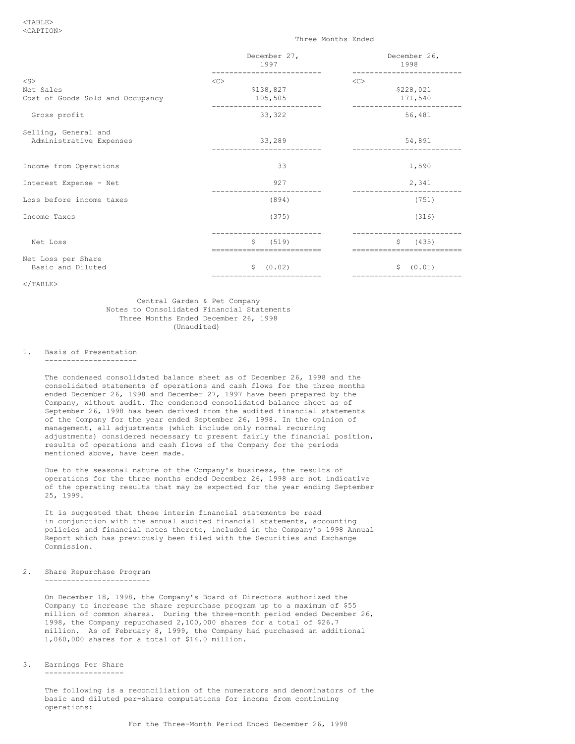| | Three Months Ended | |
|---|---|---|
| | December 27, 1997 | December 26, 1998 |
| Net Sales | $138,827 | $228,021 |
| Cost of Goods Sold and Occupancy | 105,505 | 171,540 |
| Gross profit | 33,322 | 56,481 |
| Selling, General and Administrative Expenses | 33,289 | 54,891 |
| Income from Operations | 33 | 1,590 |
| Interest Expense - Net | 927 | 2,341 |
| Loss before income taxes | (894) | (751) |
| Income Taxes | (375) | (316) |
| Net Loss | $ (519) | $ (435) |
| Net Loss per Share Basic and Diluted | $ (0.02) | $ (0.01) |

Central Garden & Pet Company
Notes to Consolidated Financial Statements
Three Months Ended December 26, 1998
(Unaudited)

1. Basis of Presentation

The condensed consolidated balance sheet as of December 26, 1998 and the consolidated statements of operations and cash flows for the three months ended December 26, 1998 and December 27, 1997 have been prepared by the Company, without audit. The condensed consolidated balance sheet as of September 26, 1998 has been derived from the audited financial statements of the Company for the year ended September 26, 1998. In the opinion of management, all adjustments (which include only normal recurring adjustments) considered necessary to present fairly the financial position, results of operations and cash flows of the Company for the periods mentioned above, have been made.

Due to the seasonal nature of the Company's business, the results of operations for the three months ended December 26, 1998 are not indicative of the operating results that may be expected for the year ending September 25, 1999.

It is suggested that these interim financial statements be read in conjunction with the annual audited financial statements, accounting policies and financial notes thereto, included in the Company's 1998 Annual Report which has previously been filed with the Securities and Exchange Commission.

2. Share Repurchase Program

On December 18, 1998, the Company's Board of Directors authorized the Company to increase the share repurchase program up to a maximum of $55 million of common shares. During the three-month period ended December 26, 1998, the Company repurchased 2,100,000 shares for a total of $26.7 million. As of February 8, 1999, the Company had purchased an additional 1,060,000 shares for a total of $14.0 million.

3. Earnings Per Share

The following is a reconciliation of the numerators and denominators of the basic and diluted per-share computations for income from continuing operations:

For the Three-Month Period Ended December 26, 1998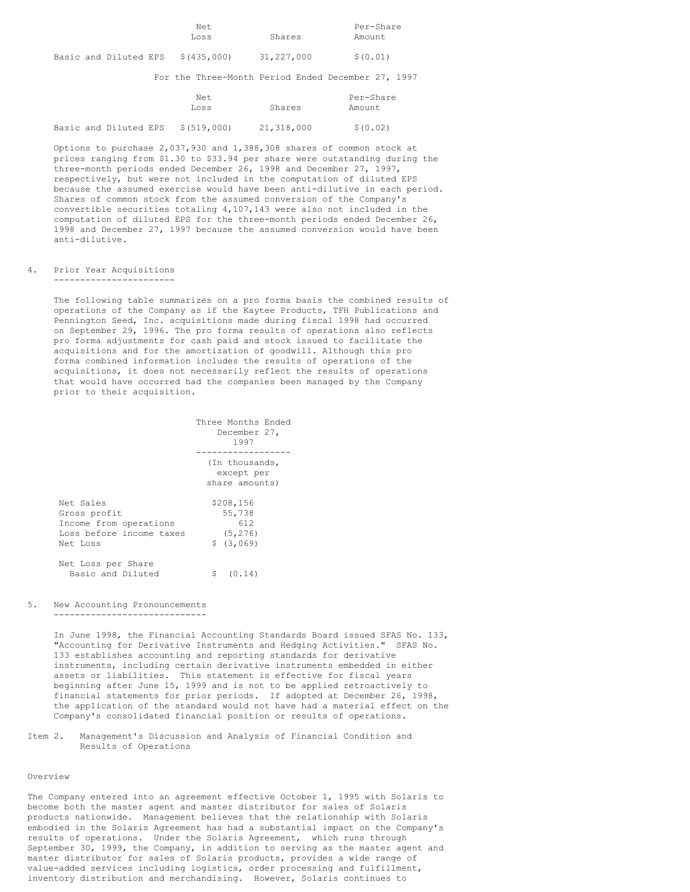| | Net Loss | Shares | Per-Share Amount |
|---|---|---|---|
| Basic and Diluted EPS | $(435,000) | 31,227,000 | $(0.01) |

For the Three-Month Period Ended December 27, 1997

| | Net Loss | Shares | Per-Share Amount |
|---|---|---|---|
| Basic and Diluted EPS | $(519,000) | 21,318,000 | $(0.02) |

Options to purchase 2,037,930 and 1,388,308 shares of common stock at prices ranging from $1.30 to $33.94 per share were outstanding during the three-month periods ended December 26, 1998 and December 27, 1997, respectively, but were not included in the computation of diluted EPS because the assumed exercise would have been anti-dilutive in each period. Shares of common stock from the assumed conversion of the Company's convertible securities totaling 4,107,143 were also not included in the computation of diluted EPS for the three-month periods ended December 26, 1998 and December 27, 1997 because the assumed conversion would have been anti-dilutive.

## 4. Prior Year Acquisitions

The following table summarizes on a pro forma basis the combined results of operations of the Company as if the Kaytee Products, TFH Publications and Pennington Seed, Inc. acquisitions made during fiscal 1998 had occurred on September 29, 1996. The pro forma results of operations also reflects pro forma adjustments for cash paid and stock issued to facilitate the acquisitions and for the amortization of goodwill. Although this pro forma combined information includes the results of operations of the acquisitions, it does not necessarily reflect the results of operations that would have occurred had the companies been managed by the Company prior to their acquisition.

| | Three Months Ended December 27, 1997 |
|---|---|
| | (In thousands, except per share amounts) |
| Net Sales | $208,156 |
| Gross profit | 55,738 |
| Income from operations | 612 |
| Loss before income taxes | (5,276) |
| Net Loss | $ (3,069) |
| Net Loss per Share Basic and Diluted | $ (0.14) |

## 5. New Accounting Pronouncements

In June 1998, the Financial Accounting Standards Board issued SFAS No. 133, "Accounting for Derivative Instruments and Hedging Activities." SFAS No. 133 establishes accounting and reporting standards for derivative instruments, including certain derivative instruments embedded in either assets or liabilities. This statement is effective for fiscal years beginning after June 15, 1999 and is not to be applied retroactively to financial statements for prior periods. If adopted at December 26, 1998, the application of the standard would not have had a material effect on the Company's consolidated financial position or results of operations.

# Item 2. Management's Discussion and Analysis of Financial Condition and Results of Operations

## Overview

The Company entered into an agreement effective October 1, 1995 with Solaris to become both the master agent and master distributor for sales of Solaris products nationwide. Management believes that the relationship with Solaris embodied in the Solaris Agreement has had a substantial impact on the Company's results of operations. Under the Solaris Agreement, which runs through September 30, 1999, the Company, in addition to serving as the master agent and master distributor for sales of Solaris products, provides a wide range of value-added services including logistics, order processing and fulfillment, inventory distribution and merchandising. However, Solaris continues to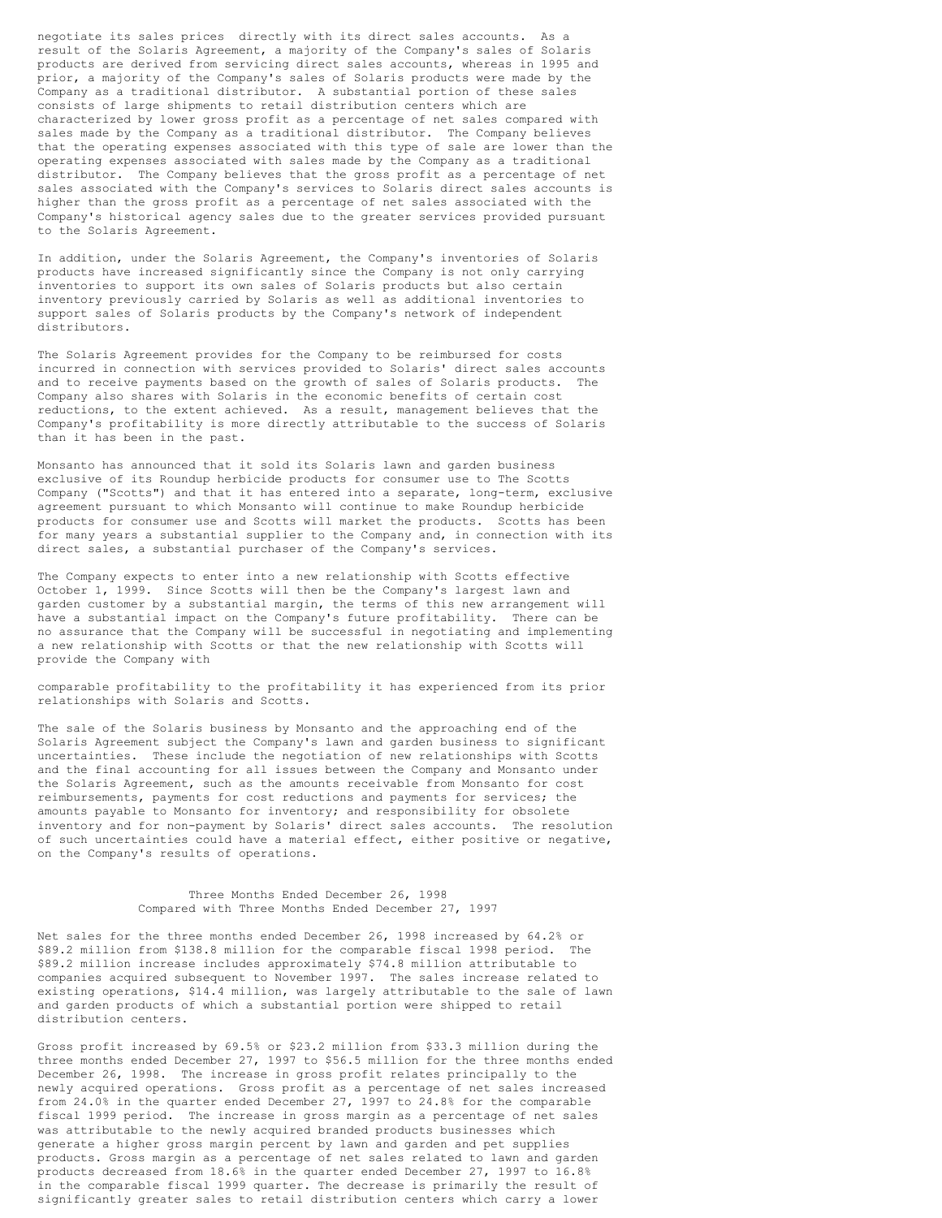negotiate its sales prices directly with its direct sales accounts. As a result of the Solaris Agreement, a majority of the Company's sales of Solaris products are derived from servicing direct sales accounts, whereas in 1995 and prior, a majority of the Company's sales of Solaris products were made by the Company as a traditional distributor. A substantial portion of these sales consists of large shipments to retail distribution centers which are characterized by lower gross profit as a percentage of net sales compared with sales made by the Company as a traditional distributor. The Company believes that the operating expenses associated with this type of sale are lower than the operating expenses associated with sales made by the Company as a traditional distributor. The Company believes that the gross profit as a percentage of net sales associated with the Company's services to Solaris direct sales accounts is higher than the gross profit as a percentage of net sales associated with the Company's historical agency sales due to the greater services provided pursuant to the Solaris Agreement.

In addition, under the Solaris Agreement, the Company's inventories of Solaris products have increased significantly since the Company is not only carrying inventories to support its own sales of Solaris products but also certain inventory previously carried by Solaris as well as additional inventories to support sales of Solaris products by the Company's network of independent distributors.

The Solaris Agreement provides for the Company to be reimbursed for costs incurred in connection with services provided to Solaris' direct sales accounts and to receive payments based on the growth of sales of Solaris products. The Company also shares with Solaris in the economic benefits of certain cost reductions, to the extent achieved. As a result, management believes that the Company's profitability is more directly attributable to the success of Solaris than it has been in the past.

Monsanto has announced that it sold its Solaris lawn and garden business exclusive of its Roundup herbicide products for consumer use to The Scotts Company ("Scotts") and that it has entered into a separate, long-term, exclusive agreement pursuant to which Monsanto will continue to make Roundup herbicide products for consumer use and Scotts will market the products. Scotts has been for many years a substantial supplier to the Company and, in connection with its direct sales, a substantial purchaser of the Company's services.

The Company expects to enter into a new relationship with Scotts effective October 1, 1999. Since Scotts will then be the Company's largest lawn and garden customer by a substantial margin, the terms of this new arrangement will have a substantial impact on the Company's future profitability. There can be no assurance that the Company will be successful in negotiating and implementing a new relationship with Scotts or that the new relationship with Scotts will provide the Company with comparable profitability to the profitability it has experienced from its prior relationships with Solaris and Scotts.

The sale of the Solaris business by Monsanto and the approaching end of the Solaris Agreement subject the Company's lawn and garden business to significant uncertainties. These include the negotiation of new relationships with Scotts and the final accounting for all issues between the Company and Monsanto under the Solaris Agreement, such as the amounts receivable from Monsanto for cost reimbursements, payments for cost reductions and payments for services; the amounts payable to Monsanto for inventory; and responsibility for obsolete inventory and for non-payment by Solaris' direct sales accounts. The resolution of such uncertainties could have a material effect, either positive or negative, on the Company's results of operations.

## Three Months Ended December 26, 1998 Compared with Three Months Ended December 27, 1997

Net sales for the three months ended December 26, 1998 increased by 64.2% or \$89.2 million from \$138.8 million for the comparable fiscal 1998 period. The \$89.2 million increase includes approximately \$74.8 million attributable to companies acquired subsequent to November 1997. The sales increase related to existing operations, \$14.4 million, was largely attributable to the sale of lawn and garden products of which a substantial portion were shipped to retail distribution centers.

Gross profit increased by 69.5% or \$23.2 million from \$33.3 million during the three months ended December 27, 1997 to \$56.5 million for the three months ended December 26, 1998. The increase in gross profit relates principally to the newly acquired operations. Gross profit as a percentage of net sales increased from 24.0% in the quarter ended December 27, 1997 to 24.8% for the comparable fiscal 1999 period. The increase in gross margin as a percentage of net sales was attributable to the newly acquired branded products businesses which generate a higher gross margin percent by lawn and garden and pet supplies products. Gross margin as a percentage of net sales related to lawn and garden products decreased from 18.6% in the quarter ended December 27, 1997 to 16.8% in the comparable fiscal 1999 quarter. The decrease is primarily the result of significantly greater sales to retail distribution centers which carry a lower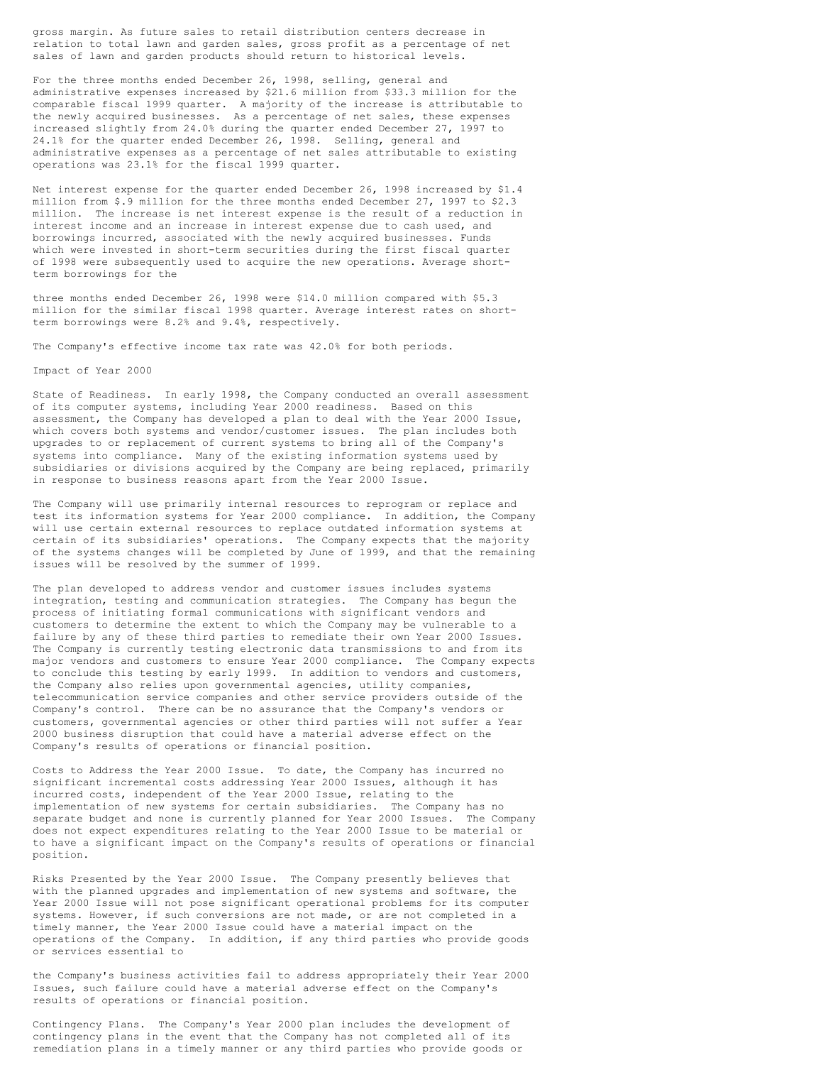gross margin. As future sales to retail distribution centers decrease in relation to total lawn and garden sales, gross profit as a percentage of net sales of lawn and garden products should return to historical levels.

For the three months ended December 26, 1998, selling, general and administrative expenses increased by $21.6 million from $33.3 million for the comparable fiscal 1999 quarter. A majority of the increase is attributable to the newly acquired businesses. As a percentage of net sales, these expenses increased slightly from 24.0% during the quarter ended December 27, 1997 to 24.1% for the quarter ended December 26, 1998. Selling, general and administrative expenses as a percentage of net sales attributable to existing operations was 23.1% for the fiscal 1999 quarter.

Net interest expense for the quarter ended December 26, 1998 increased by $1.4 million from $.9 million for the three months ended December 27, 1997 to $2.3 million. The increase is net interest expense is the result of a reduction in interest income and an increase in interest expense due to cash used, and borrowings incurred, associated with the newly acquired businesses. Funds which were invested in short-term securities during the first fiscal quarter of 1998 were subsequently used to acquire the new operations. Average short-term borrowings for the three months ended December 26, 1998 were $14.0 million compared with $5.3 million for the similar fiscal 1998 quarter. Average interest rates on short-term borrowings were 8.2% and 9.4%, respectively.

The Company's effective income tax rate was 42.0% for both periods.

## Impact of Year 2000

State of Readiness. In early 1998, the Company conducted an overall assessment of its computer systems, including Year 2000 readiness. Based on this assessment, the Company has developed a plan to deal with the Year 2000 Issue, which covers both systems and vendor/customer issues. The plan includes both upgrades to or replacement of current systems to bring all of the Company's systems into compliance. Many of the existing information systems used by subsidiaries or divisions acquired by the Company are being replaced, primarily in response to business reasons apart from the Year 2000 Issue.

The Company will use primarily internal resources to reprogram or replace and test its information systems for Year 2000 compliance. In addition, the Company will use certain external resources to replace outdated information systems at certain of its subsidiaries' operations. The Company expects that the majority of the systems changes will be completed by June of 1999, and that the remaining issues will be resolved by the summer of 1999.

The plan developed to address vendor and customer issues includes systems integration, testing and communication strategies. The Company has begun the process of initiating formal communications with significant vendors and customers to determine the extent to which the Company may be vulnerable to a failure by any of these third parties to remediate their own Year 2000 Issues. The Company is currently testing electronic data transmissions to and from its major vendors and customers to ensure Year 2000 compliance. The Company expects to conclude this testing by early 1999. In addition to vendors and customers, the Company also relies upon governmental agencies, utility companies, telecommunication service companies and other service providers outside of the Company's control. There can be no assurance that the Company's vendors or customers, governmental agencies or other third parties will not suffer a Year 2000 business disruption that could have a material adverse effect on the Company's results of operations or financial position.

Costs to Address the Year 2000 Issue. To date, the Company has incurred no significant incremental costs addressing Year 2000 Issues, although it has incurred costs, independent of the Year 2000 Issue, relating to the implementation of new systems for certain subsidiaries. The Company has no separate budget and none is currently planned for Year 2000 Issues. The Company does not expect expenditures relating to the Year 2000 Issue to be material or to have a significant impact on the Company's results of operations or financial position.

Risks Presented by the Year 2000 Issue. The Company presently believes that with the planned upgrades and implementation of new systems and software, the Year 2000 Issue will not pose significant operational problems for its computer systems. However, if such conversions are not made, or are not completed in a timely manner, the Year 2000 Issue could have a material impact on the operations of the Company. In addition, if any third parties who provide goods or services essential to the Company's business activities fail to address appropriately their Year 2000 Issues, such failure could have a material adverse effect on the Company's results of operations or financial position.

Contingency Plans. The Company's Year 2000 plan includes the development of contingency plans in the event that the Company has not completed all of its remediation plans in a timely manner or any third parties who provide goods or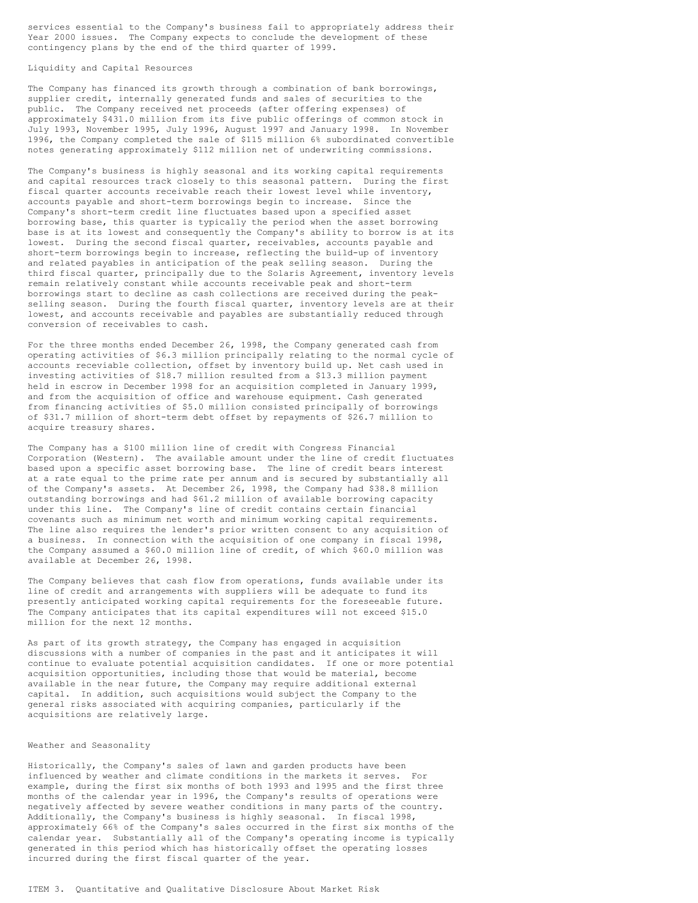services essential to the Company's business fail to appropriately address their Year 2000 issues. The Company expects to conclude the development of these contingency plans by the end of the third quarter of 1999.

## Liquidity and Capital Resources

The Company has financed its growth through a combination of bank borrowings, supplier credit, internally generated funds and sales of securities to the public. The Company received net proceeds (after offering expenses) of approximately $431.0 million from its five public offerings of common stock in July 1993, November 1995, July 1996, August 1997 and January 1998. In November 1996, the Company completed the sale of $115 million 6% subordinated convertible notes generating approximately $112 million net of underwriting commissions.

The Company's business is highly seasonal and its working capital requirements and capital resources track closely to this seasonal pattern. During the first fiscal quarter accounts receivable reach their lowest level while inventory, accounts payable and short-term borrowings begin to increase. Since the Company's short-term credit line fluctuates based upon a specified asset borrowing base, this quarter is typically the period when the asset borrowing base is at its lowest and consequently the Company's ability to borrow is at its lowest. During the second fiscal quarter, receivables, accounts payable and short-term borrowings begin to increase, reflecting the build-up of inventory and related payables in anticipation of the peak selling season. During the third fiscal quarter, principally due to the Solaris Agreement, inventory levels remain relatively constant while accounts receivable peak and short-term borrowings start to decline as cash collections are received during the peak-selling season. During the fourth fiscal quarter, inventory levels are at their lowest, and accounts receivable and payables are substantially reduced through conversion of receivables to cash.

For the three months ended December 26, 1998, the Company generated cash from operating activities of $6.3 million principally relating to the normal cycle of accounts receivable collection, offset by inventory build up. Net cash used in investing activities of $18.7 million resulted from a $13.3 million payment held in escrow in December 1998 for an acquisition completed in January 1999, and from the acquisition of office and warehouse equipment. Cash generated from financing activities of $5.0 million consisted principally of borrowings of $31.7 million of short-term debt offset by repayments of $26.7 million to acquire treasury shares.

The Company has a $100 million line of credit with Congress Financial Corporation (Western). The available amount under the line of credit fluctuates based upon a specific asset borrowing base. The line of credit bears interest at a rate equal to the prime rate per annum and is secured by substantially all of the Company's assets. At December 26, 1998, the Company had $38.8 million outstanding borrowings and had $61.2 million of available borrowing capacity under this line. The Company's line of credit contains certain financial covenants such as minimum net worth and minimum working capital requirements. The line also requires the lender's prior written consent to any acquisition of a business. In connection with the acquisition of one company in fiscal 1998, the Company assumed a $60.0 million line of credit, of which $60.0 million was available at December 26, 1998.

The Company believes that cash flow from operations, funds available under its line of credit and arrangements with suppliers will be adequate to fund its presently anticipated working capital requirements for the foreseeable future. The Company anticipates that its capital expenditures will not exceed $15.0 million for the next 12 months.

As part of its growth strategy, the Company has engaged in acquisition discussions with a number of companies in the past and it anticipates it will continue to evaluate potential acquisition candidates. If one or more potential acquisition opportunities, including those that would be material, become available in the near future, the Company may require additional external capital. In addition, such acquisitions would subject the Company to the general risks associated with acquiring companies, particularly if the acquisitions are relatively large.

## Weather and Seasonality

Historically, the Company's sales of lawn and garden products have been influenced by weather and climate conditions in the markets it serves. For example, during the first six months of both 1993 and 1995 and the first three months of the calendar year in 1996, the Company's results of operations were negatively affected by severe weather conditions in many parts of the country. Additionally, the Company's business is highly seasonal. In fiscal 1998, approximately 66% of the Company's sales occurred in the first six months of the calendar year. Substantially all of the Company's operating income is typically generated in this period which has historically offset the operating losses incurred during the first fiscal quarter of the year.

## ITEM 3. Quantitative and Qualitative Disclosure About Market Risk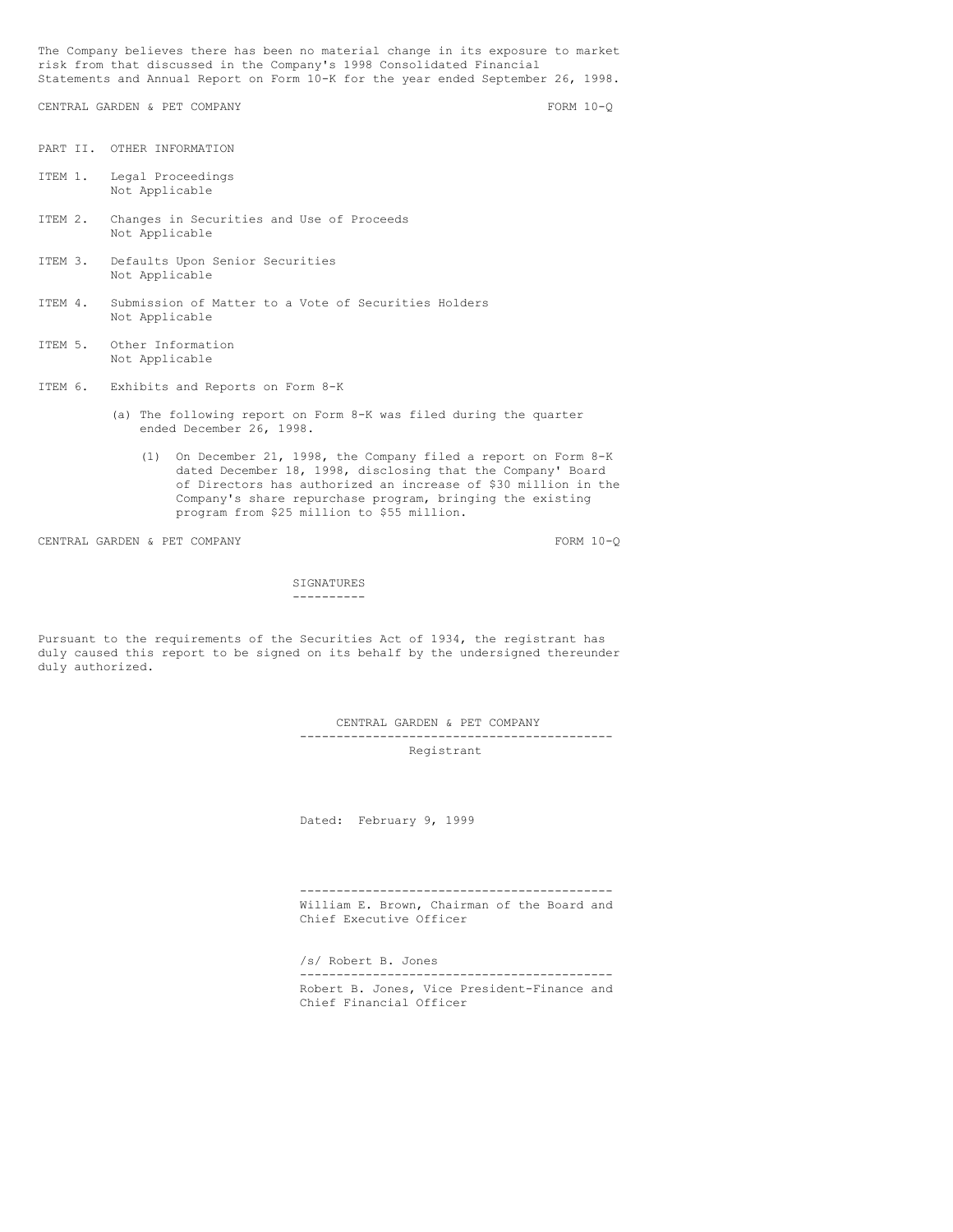The Company believes there has been no material change in its exposure to market risk from that discussed in the Company's 1998 Consolidated Financial Statements and Annual Report on Form 10-K for the year ended September 26, 1998.

## PART II. OTHER INFORMATION

ITEM 1. Legal Proceedings
Not Applicable

ITEM 2. Changes in Securities and Use of Proceeds
Not Applicable

ITEM 3. Defaults Upon Senior Securities
Not Applicable

ITEM 4. Submission of Matter to a Vote of Securities Holders
Not Applicable

ITEM 5. Other Information
Not Applicable

ITEM 6. Exhibits and Reports on Form 8-K

(a) The following report on Form 8-K was filed during the quarter ended December 26, 1998.

(1) On December 21, 1998, the Company filed a report on Form 8-K dated December 18, 1998, disclosing that the Company' Board of Directors has authorized an increase of $30 million in the Company's share repurchase program, bringing the existing program from $25 million to $55 million.

## SIGNATURES

Pursuant to the requirements of the Securities Act of 1934, the registrant has duly caused this report to be signed on its behalf by the undersigned thereunder duly authorized.

CENTRAL GARDEN & PET COMPANY
-------------------------------------------
Registrant

Dated: February 9, 1999

-------------------------------------------
William E. Brown, Chairman of the Board and Chief Executive Officer

/s/ Robert B. Jones
-------------------------------------------
Robert B. Jones, Vice President-Finance and Chief Financial Officer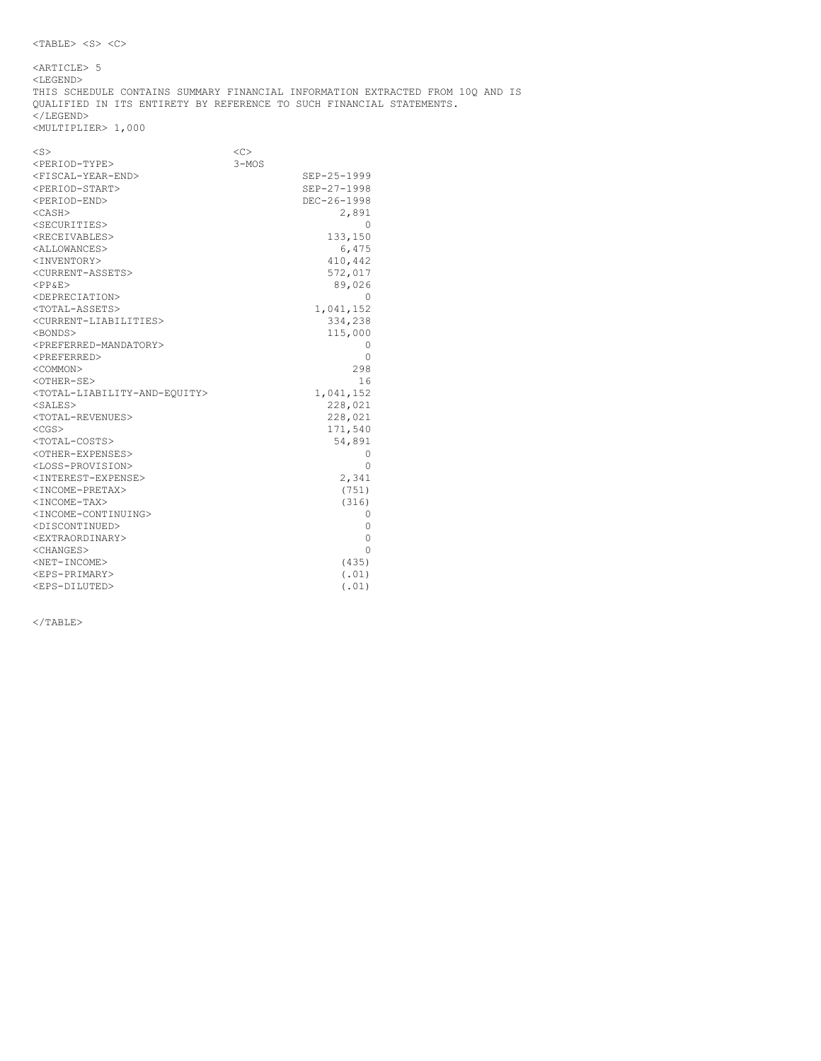<TABLE> <S> <C>

<ARTICLE> 5
<LEGEND>
THIS SCHEDULE CONTAINS SUMMARY FINANCIAL INFORMATION EXTRACTED FROM 10Q AND IS QUALIFIED IN ITS ENTIRETY BY REFERENCE TO SUCH FINANCIAL STATEMENTS.
</LEGEND>
<MULTIPLIER> 1,000

| <S> | <C> |
|---|---|
| <PERIOD-TYPE> | 3-MOS |
| <FISCAL-YEAR-END> | SEP-25-1999 |
| <PERIOD-START> | SEP-27-1998 |
| <PERIOD-END> | DEC-26-1998 |
| <CASH> | 2,891 |
| <SECURITIES> | 0 |
| <RECEIVABLES> | 133,150 |
| <ALLOWANCES> | 6,475 |
| <INVENTORY> | 410,442 |
| <CURRENT-ASSETS> | 572,017 |
| <PP&E> | 89,026 |
| <DEPRECIATION> | 0 |
| <TOTAL-ASSETS> | 1,041,152 |
| <CURRENT-LIABILITIES> | 334,238 |
| <BONDS> | 115,000 |
| <PREFERRED-MANDATORY> | 0 |
| <PREFERRED> | 0 |
| <COMMON> | 298 |
| <OTHER-SE> | 16 |
| <TOTAL-LIABILITY-AND-EQUITY> | 1,041,152 |
| <SALES> | 228,021 |
| <TOTAL-REVENUES> | 228,021 |
| <CGS> | 171,540 |
| <TOTAL-COSTS> | 54,891 |
| <OTHER-EXPENSES> | 0 |
| <LOSS-PROVISION> | 0 |
| <INTEREST-EXPENSE> | 2,341 |
| <INCOME-PRETAX> | (751) |
| <INCOME-TAX> | (316) |
| <INCOME-CONTINUING> | 0 |
| <DISCONTINUED> | 0 |
| <EXTRAORDINARY> | 0 |
| <CHANGES> | 0 |
| <NET-INCOME> | (435) |
| <EPS-PRIMARY> | (.01) |
| <EPS-DILUTED> | (.01) |

</TABLE>